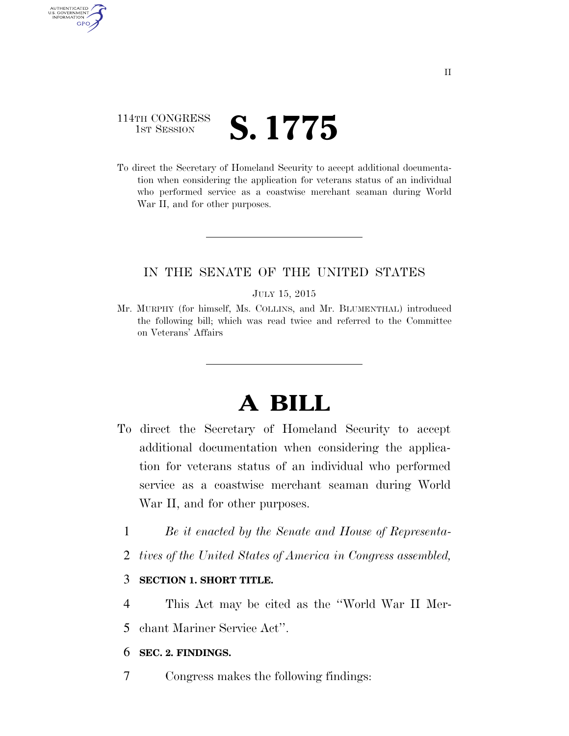114TH CONGRESS
1ST SESSION

# S. 1775

To direct the Secretary of Homeland Security to accept additional documentation when considering the application for veterans status of an individual who performed service as a coastwise merchant seaman during World War II, and for other purposes.

IN THE SENATE OF THE UNITED STATES

JULY 15, 2015

Mr. MURPHY (for himself, Ms. COLLINS, and Mr. BLUMENTHAL) introduced the following bill; which was read twice and referred to the Committee on Veterans' Affairs

# A BILL

To direct the Secretary of Homeland Security to accept additional documentation when considering the application for veterans status of an individual who performed service as a coastwise merchant seaman during World War II, and for other purposes.

1 *Be it enacted by the Senate and House of Representa-*
2 *tives of the United States of America in Congress assembled,*

3 **SECTION 1. SHORT TITLE.**

4 This Act may be cited as the "World War II Mer-
5 chant Mariner Service Act".

6 **SEC. 2. FINDINGS.**

7 Congress makes the following findings: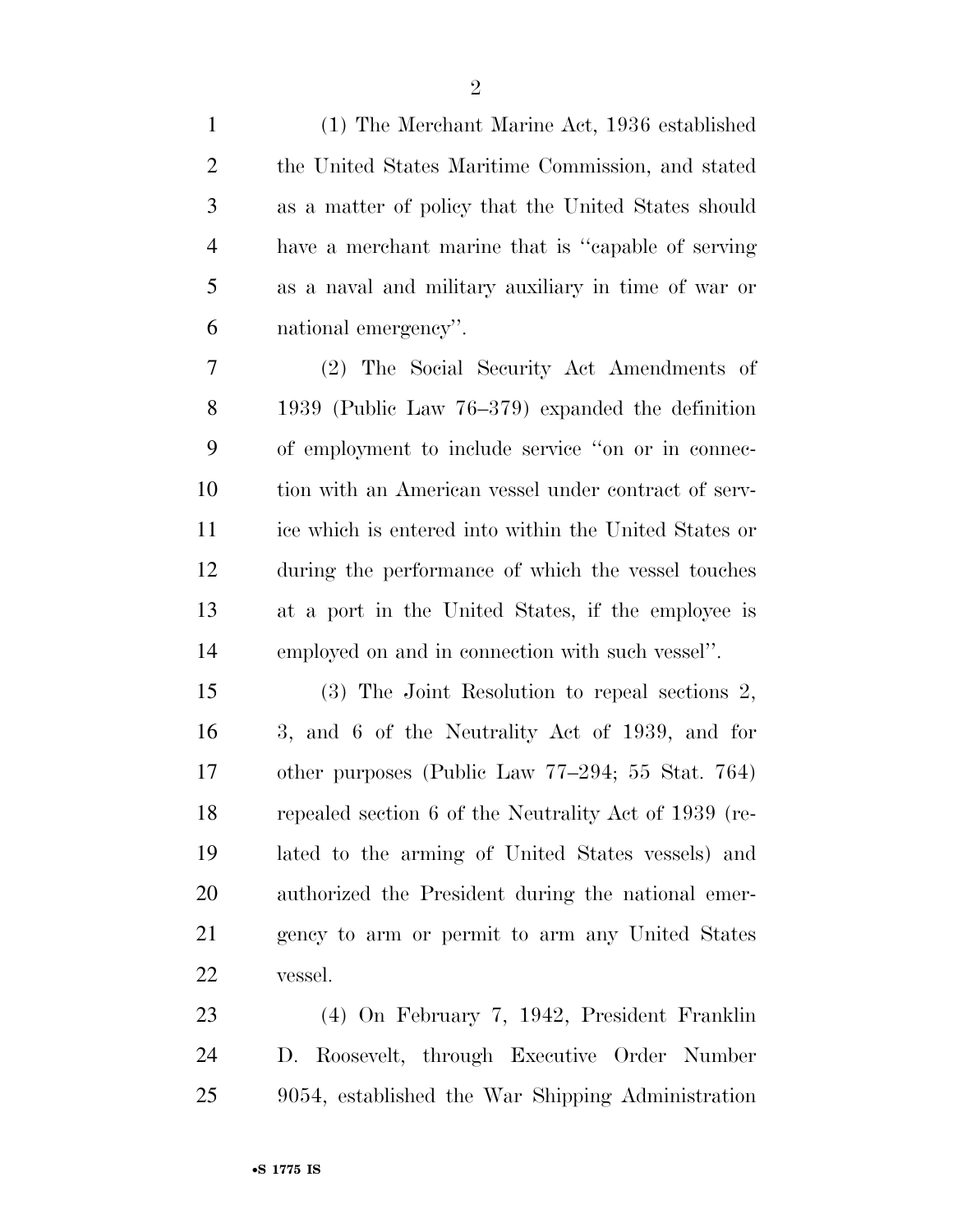(1) The Merchant Marine Act, 1936 established the United States Maritime Commission, and stated as a matter of policy that the United States should have a merchant marine that is ''capable of serving as a naval and military auxiliary in time of war or national emergency''.

(2) The Social Security Act Amendments of 1939 (Public Law 76–379) expanded the definition of employment to include service ''on or in connection with an American vessel under contract of service which is entered into within the United States or during the performance of which the vessel touches at a port in the United States, if the employee is employed on and in connection with such vessel''.

(3) The Joint Resolution to repeal sections 2, 3, and 6 of the Neutrality Act of 1939, and for other purposes (Public Law 77–294; 55 Stat. 764) repealed section 6 of the Neutrality Act of 1939 (related to the arming of United States vessels) and authorized the President during the national emergency to arm or permit to arm any United States vessel.

(4) On February 7, 1942, President Franklin D. Roosevelt, through Executive Order Number 9054, established the War Shipping Administration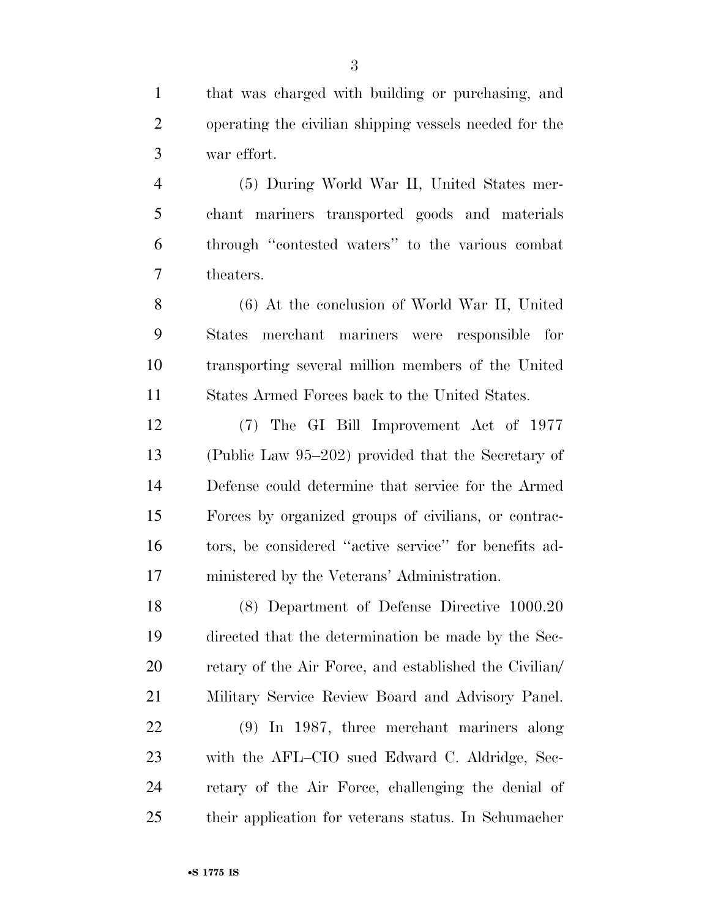that was charged with building or purchasing, and operating the civilian shipping vessels needed for the war effort.

(5) During World War II, United States merchant mariners transported goods and materials through ''contested waters'' to the various combat theaters.

(6) At the conclusion of World War II, United States merchant mariners were responsible for transporting several million members of the United States Armed Forces back to the United States.

(7) The GI Bill Improvement Act of 1977 (Public Law 95–202) provided that the Secretary of Defense could determine that service for the Armed Forces by organized groups of civilians, or contractors, be considered ''active service'' for benefits administered by the Veterans' Administration.

(8) Department of Defense Directive 1000.20 directed that the determination be made by the Secretary of the Air Force, and established the Civilian/Military Service Review Board and Advisory Panel.

(9) In 1987, three merchant mariners along with the AFL–CIO sued Edward C. Aldridge, Secretary of the Air Force, challenging the denial of their application for veterans status. In Schumacher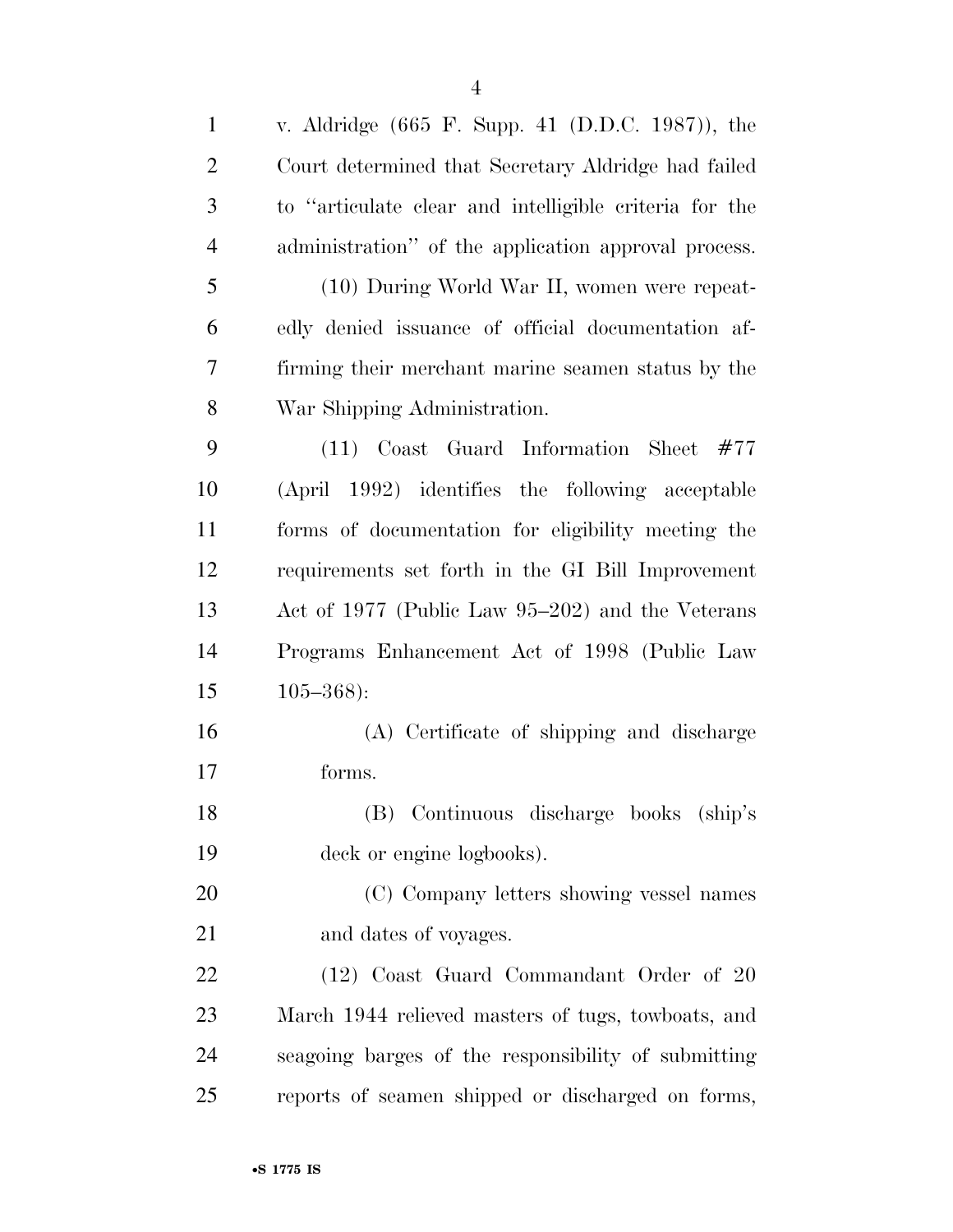v. Aldridge (665 F. Supp. 41 (D.D.C. 1987)), the Court determined that Secretary Aldridge had failed to "articulate clear and intelligible criteria for the administration" of the application approval process.

(10) During World War II, women were repeatedly denied issuance of official documentation affirming their merchant marine seamen status by the War Shipping Administration.

(11) Coast Guard Information Sheet #77 (April 1992) identifies the following acceptable forms of documentation for eligibility meeting the requirements set forth in the GI Bill Improvement Act of 1977 (Public Law 95–202) and the Veterans Programs Enhancement Act of 1998 (Public Law 105–368):

(A) Certificate of shipping and discharge forms.

(B) Continuous discharge books (ship's deck or engine logbooks).

(C) Company letters showing vessel names and dates of voyages.

(12) Coast Guard Commandant Order of 20 March 1944 relieved masters of tugs, towboats, and seagoing barges of the responsibility of submitting reports of seamen shipped or discharged on forms,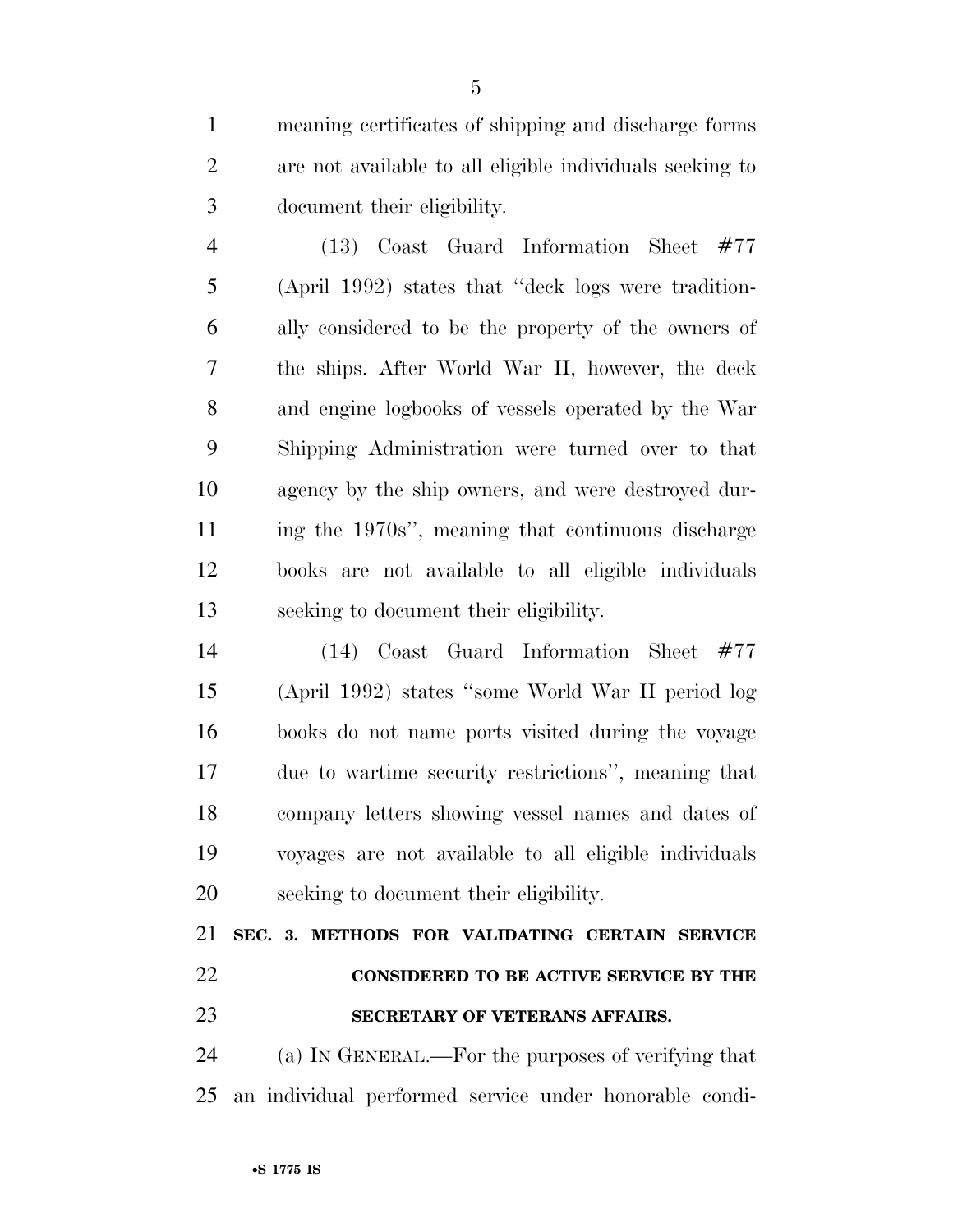meaning certificates of shipping and discharge forms are not available to all eligible individuals seeking to document their eligibility.

(13) Coast Guard Information Sheet #77 (April 1992) states that ''deck logs were traditionally considered to be the property of the owners of the ships. After World War II, however, the deck and engine logbooks of vessels operated by the War Shipping Administration were turned over to that agency by the ship owners, and were destroyed during the 1970s'', meaning that continuous discharge books are not available to all eligible individuals seeking to document their eligibility.

(14) Coast Guard Information Sheet #77 (April 1992) states ''some World War II period log books do not name ports visited during the voyage due to wartime security restrictions'', meaning that company letters showing vessel names and dates of voyages are not available to all eligible individuals seeking to document their eligibility.

**SEC. 3. METHODS FOR VALIDATING CERTAIN SERVICE CONSIDERED TO BE ACTIVE SERVICE BY THE SECRETARY OF VETERANS AFFAIRS.**

(a) IN GENERAL.—For the purposes of verifying that an individual performed service under honorable condi-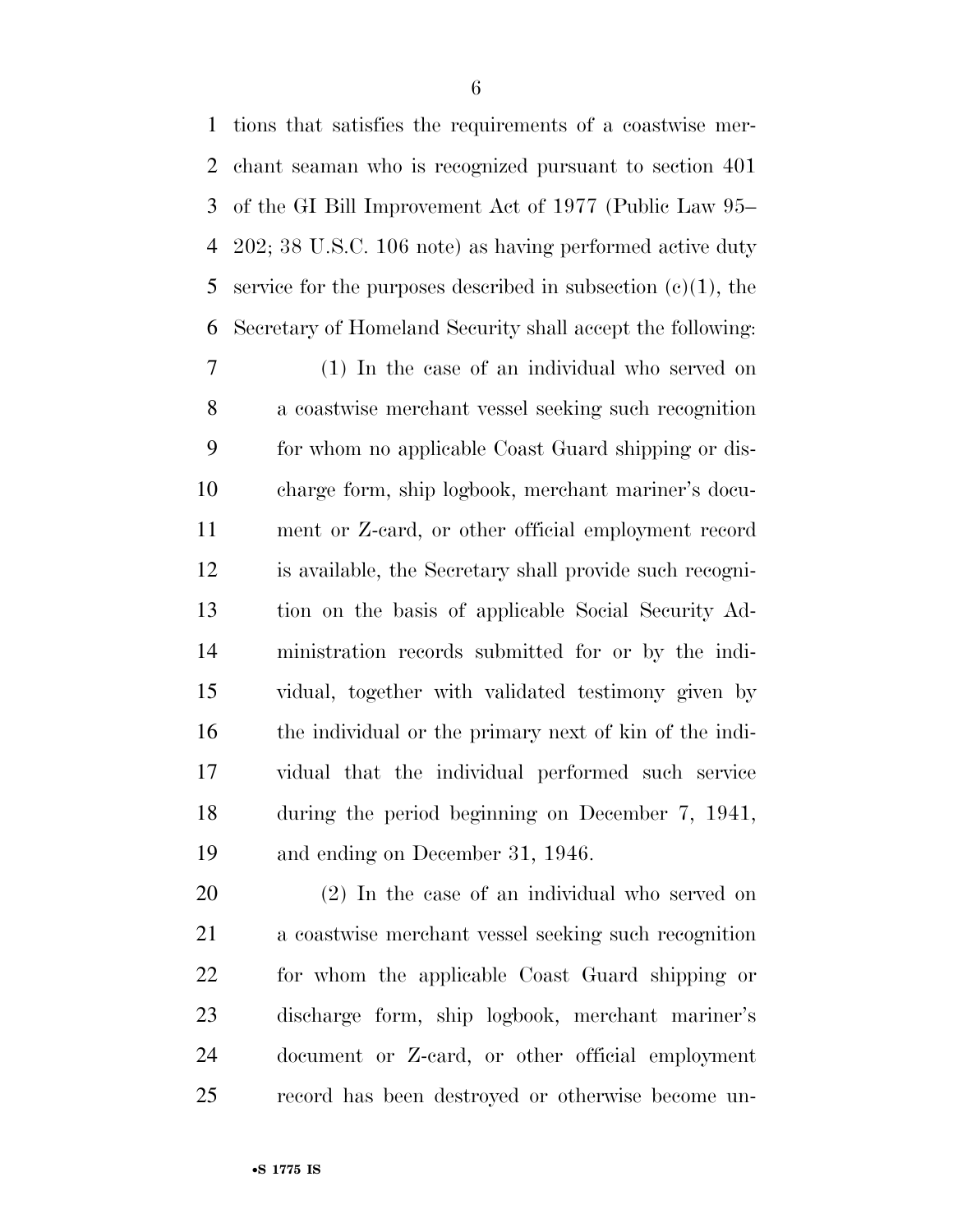tions that satisfies the requirements of a coastwise merchant seaman who is recognized pursuant to section 401 of the GI Bill Improvement Act of 1977 (Public Law 95–202; 38 U.S.C. 106 note) as having performed active duty service for the purposes described in subsection (c)(1), the Secretary of Homeland Security shall accept the following:

(1) In the case of an individual who served on a coastwise merchant vessel seeking such recognition for whom no applicable Coast Guard shipping or discharge form, ship logbook, merchant mariner's document or Z-card, or other official employment record is available, the Secretary shall provide such recognition on the basis of applicable Social Security Administration records submitted for or by the individual, together with validated testimony given by the individual or the primary next of kin of the individual that the individual performed such service during the period beginning on December 7, 1941, and ending on December 31, 1946.

(2) In the case of an individual who served on a coastwise merchant vessel seeking such recognition for whom the applicable Coast Guard shipping or discharge form, ship logbook, merchant mariner's document or Z-card, or other official employment record has been destroyed or otherwise become un-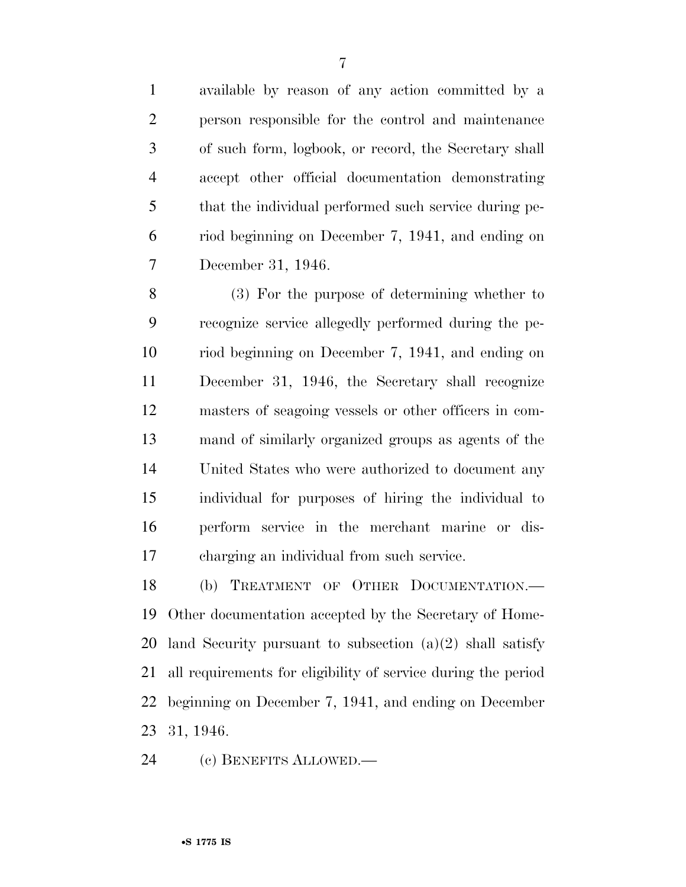available by reason of any action committed by a person responsible for the control and maintenance of such form, logbook, or record, the Secretary shall accept other official documentation demonstrating that the individual performed such service during period beginning on December 7, 1941, and ending on December 31, 1946.

(3) For the purpose of determining whether to recognize service allegedly performed during the period beginning on December 7, 1941, and ending on December 31, 1946, the Secretary shall recognize masters of seagoing vessels or other officers in command of similarly organized groups as agents of the United States who were authorized to document any individual for purposes of hiring the individual to perform service in the merchant marine or discharging an individual from such service.

(b) TREATMENT OF OTHER DOCUMENTATION.— Other documentation accepted by the Secretary of Homeland Security pursuant to subsection (a)(2) shall satisfy all requirements for eligibility of service during the period beginning on December 7, 1941, and ending on December 31, 1946.

(c) BENEFITS ALLOWED.—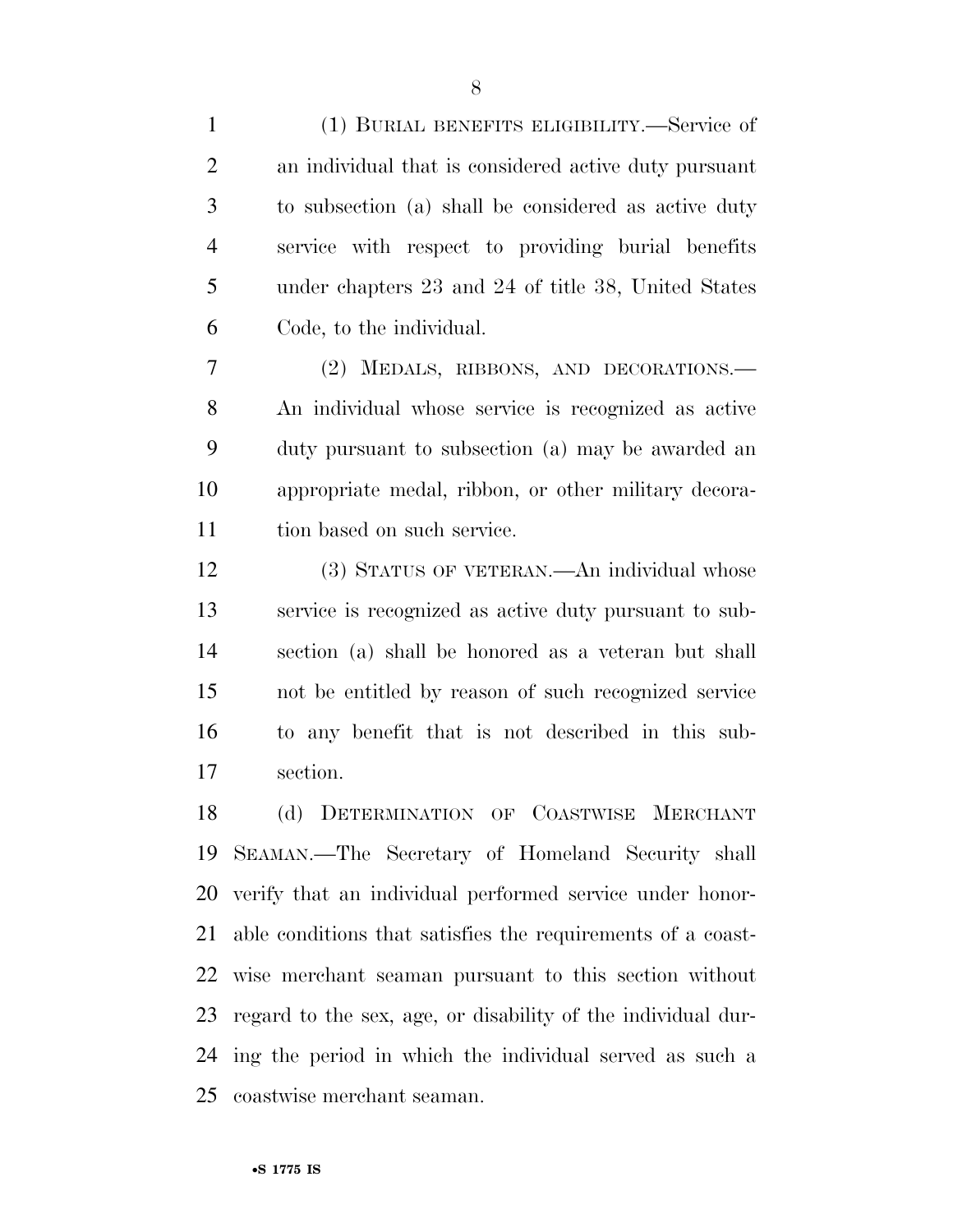(1) BURIAL BENEFITS ELIGIBILITY.—Service of an individual that is considered active duty pursuant to subsection (a) shall be considered as active duty service with respect to providing burial benefits under chapters 23 and 24 of title 38, United States Code, to the individual.

(2) MEDALS, RIBBONS, AND DECORATIONS.—An individual whose service is recognized as active duty pursuant to subsection (a) may be awarded an appropriate medal, ribbon, or other military decoration based on such service.

(3) STATUS OF VETERAN.—An individual whose service is recognized as active duty pursuant to subsection (a) shall be honored as a veteran but shall not be entitled by reason of such recognized service to any benefit that is not described in this subsection.

(d) DETERMINATION OF COASTWISE MERCHANT SEAMAN.—The Secretary of Homeland Security shall verify that an individual performed service under honorable conditions that satisfies the requirements of a coastwise merchant seaman pursuant to this section without regard to the sex, age, or disability of the individual during the period in which the individual served as such a coastwise merchant seaman.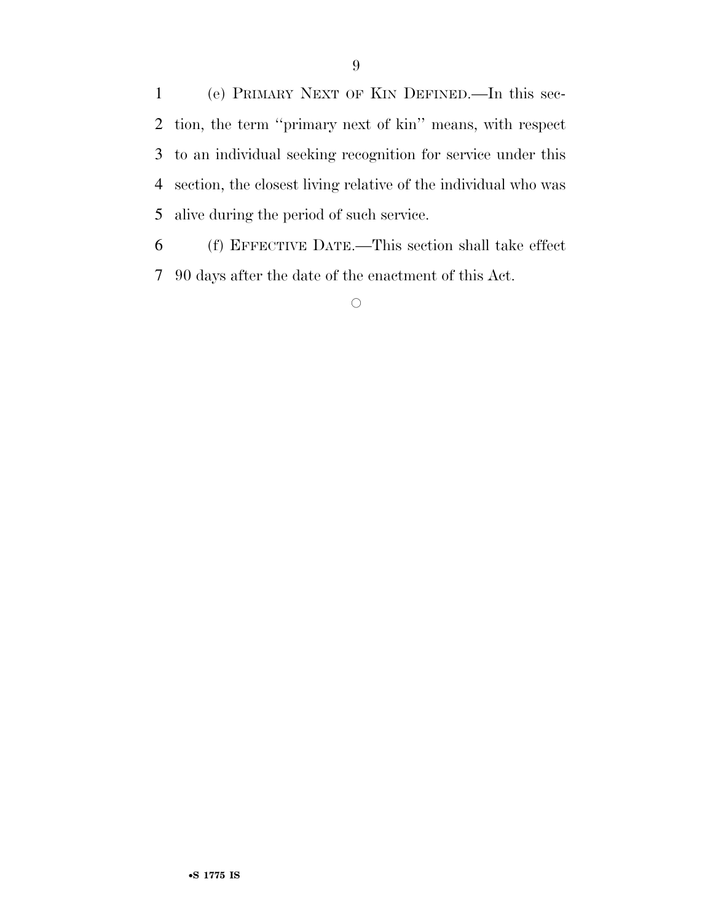(e) PRIMARY NEXT OF KIN DEFINED.—In this section, the term ''primary next of kin'' means, with respect to an individual seeking recognition for service under this section, the closest living relative of the individual who was alive during the period of such service.

(f) EFFECTIVE DATE.—This section shall take effect 90 days after the date of the enactment of this Act.